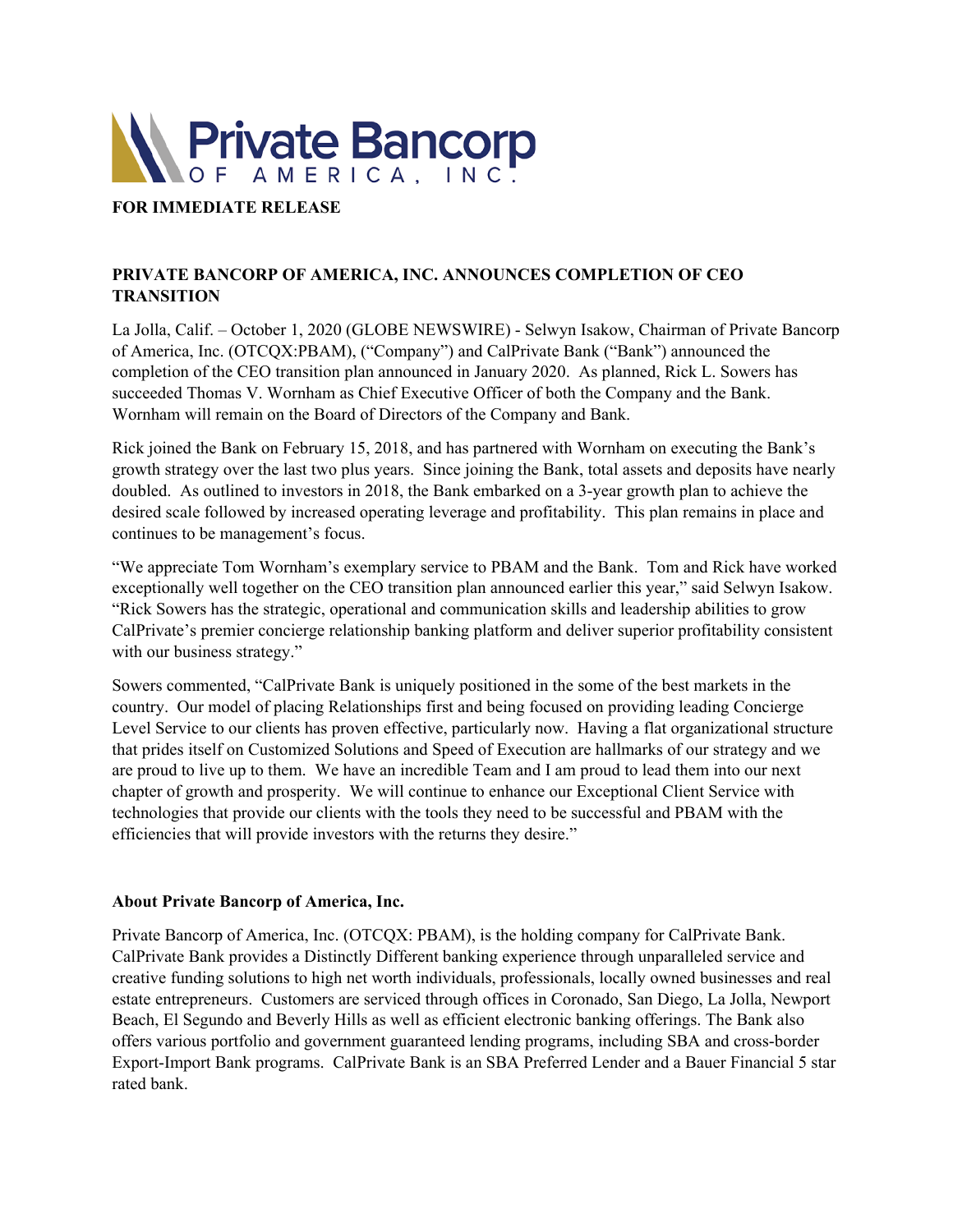**Private Bancorp OF AMERICA, INC.**

**FOR IMMEDIATE RELEASE**

**PRIVATE BANCORP OF AMERICA, INC. ANNOUNCES COMPLETION OF CEO TRANSITION**

La Jolla, Calif. – October 1, 2020 (GLOBE NEWSWIRE) - Selwyn Isakow, Chairman of Private Bancorp of America, Inc. (OTCQX:PBAM), ("Company") and CalPrivate Bank ("Bank") announced the completion of the CEO transition plan announced in January 2020. As planned, Rick L. Sowers has succeeded Thomas V. Wornham as Chief Executive Officer of both the Company and the Bank. Wornham will remain on the Board of Directors of the Company and Bank.

Rick joined the Bank on February 15, 2018, and has partnered with Wornham on executing the Bank's growth strategy over the last two plus years. Since joining the Bank, total assets and deposits have nearly doubled. As outlined to investors in 2018, the Bank embarked on a 3-year growth plan to achieve the desired scale followed by increased operating leverage and profitability. This plan remains in place and continues to be management's focus.

"We appreciate Tom Wornham's exemplary service to PBAM and the Bank. Tom and Rick have worked exceptionally well together on the CEO transition plan announced earlier this year," said Selwyn Isakow. "Rick Sowers has the strategic, operational and communication skills and leadership abilities to grow CalPrivate's premier concierge relationship banking platform and deliver superior profitability consistent with our business strategy."

Sowers commented, "CalPrivate Bank is uniquely positioned in the some of the best markets in the country. Our model of placing Relationships first and being focused on providing leading Concierge Level Service to our clients has proven effective, particularly now. Having a flat organizational structure that prides itself on Customized Solutions and Speed of Execution are hallmarks of our strategy and we are proud to live up to them. We have an incredible Team and I am proud to lead them into our next chapter of growth and prosperity. We will continue to enhance our Exceptional Client Service with technologies that provide our clients with the tools they need to be successful and PBAM with the efficiencies that will provide investors with the returns they desire."

**About Private Bancorp of America, Inc.**

Private Bancorp of America, Inc. (OTCQX: PBAM), is the holding company for CalPrivate Bank. CalPrivate Bank provides a Distinctly Different banking experience through unparalleled service and creative funding solutions to high net worth individuals, professionals, locally owned businesses and real estate entrepreneurs. Customers are serviced through offices in Coronado, San Diego, La Jolla, Newport Beach, El Segundo and Beverly Hills as well as efficient electronic banking offerings. The Bank also offers various portfolio and government guaranteed lending programs, including SBA and cross-border Export-Import Bank programs. CalPrivate Bank is an SBA Preferred Lender and a Bauer Financial 5 star rated bank.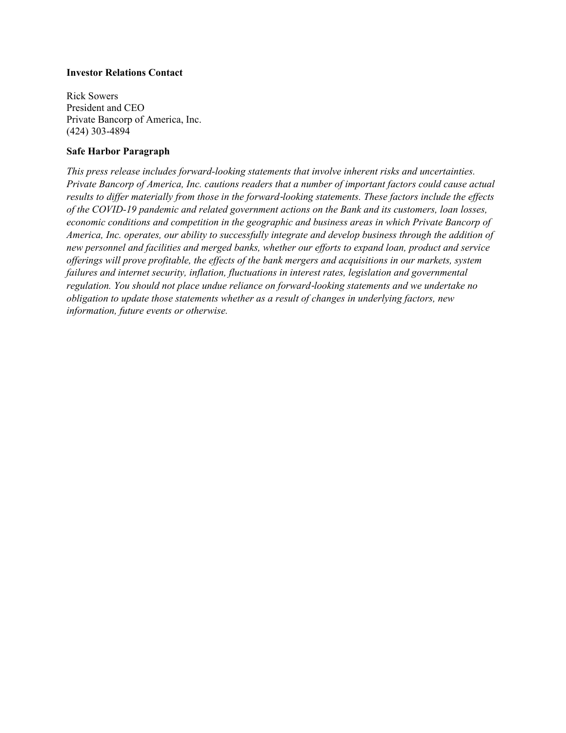**Investor Relations Contact**

Rick Sowers
President and CEO
Private Bancorp of America, Inc.
(424) 303-4894

**Safe Harbor Paragraph**

*This press release includes forward-looking statements that involve inherent risks and uncertainties. Private Bancorp of America, Inc. cautions readers that a number of important factors could cause actual results to differ materially from those in the forward-looking statements. These factors include the effects of the COVID-19 pandemic and related government actions on the Bank and its customers, loan losses, economic conditions and competition in the geographic and business areas in which Private Bancorp of America, Inc. operates, our ability to successfully integrate and develop business through the addition of new personnel and facilities and merged banks, whether our efforts to expand loan, product and service offerings will prove profitable, the effects of the bank mergers and acquisitions in our markets, system failures and internet security, inflation, fluctuations in interest rates, legislation and governmental regulation. You should not place undue reliance on forward-looking statements and we undertake no obligation to update those statements whether as a result of changes in underlying factors, new information, future events or otherwise.*